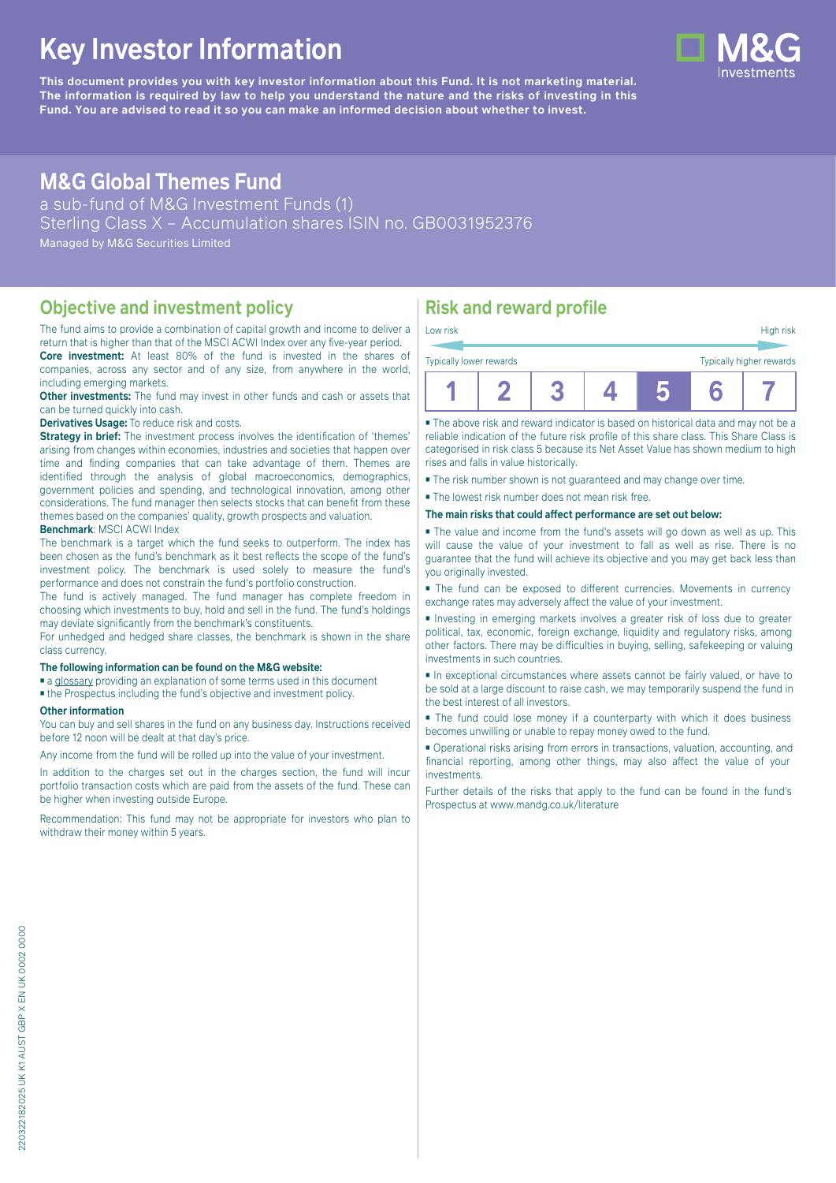# Key Investor Information

**This document provides you with key investor information about this Fund. It is not marketing material. The information is required by law to help you understand the nature and the risks of investing in this Fund. You are advised to read it so you can make an informed decision about whether to invest.**

## M&G Global Themes Fund

a sub-fund of M&G Investment Funds (1)
Sterling Class X – Accumulation shares ISIN no. GB0031952376
Managed by M&G Securities Limited

## Objective and investment policy

The fund aims to provide a combination of capital growth and income to deliver a return that is higher than that of the MSCI ACWI Index over any five-year period.

**Core investment:** At least 80% of the fund is invested in the shares of companies, across any sector and of any size, from anywhere in the world, including emerging markets.

**Other investments:** The fund may invest in other funds and cash or assets that can be turned quickly into cash.

**Derivatives Usage:** To reduce risk and costs.

**Strategy in brief:** The investment process involves the identification of 'themes' arising from changes within economies, industries and societies that happen over time and finding companies that can take advantage of them. Themes are identified through the analysis of global macroeconomics, demographics, government policies and spending, and technological innovation, among other considerations. The fund manager then selects stocks that can benefit from these themes based on the companies' quality, growth prospects and valuation.

**Benchmark**: MSCI ACWI Index

The benchmark is a target which the fund seeks to outperform. The index has been chosen as the fund's benchmark as it best reflects the scope of the fund's investment policy. The benchmark is used solely to measure the fund's performance and does not constrain the fund's portfolio construction.

The fund is actively managed. The fund manager has complete freedom in choosing which investments to buy, hold and sell in the fund. The fund's holdings may deviate significantly from the benchmark's constituents.

For unhedged and hedged share classes, the benchmark is shown in the share class currency.

**The following information can be found on the M&G website:**

- a glossary providing an explanation of some terms used in this document
- the Prospectus including the fund's objective and investment policy.

**Other information**

You can buy and sell shares in the fund on any business day. Instructions received before 12 noon will be dealt at that day's price.

Any income from the fund will be rolled up into the value of your investment.

In addition to the charges set out in the charges section, the fund will incur portfolio transaction costs which are paid from the assets of the fund. These can be higher when investing outside Europe.

Recommendation: This fund may not be appropriate for investors who plan to withdraw their money within 5 years.

## Risk and reward profile

Low risk — High risk

Typically lower rewards — Typically higher rewards

| 1 | 2 | 3 | 4 | **5** | 6 | 7 |
|---|---|---|---|---|---|---|

- The above risk and reward indicator is based on historical data and may not be a reliable indication of the future risk profile of this share class. This Share Class is categorised in risk class 5 because its Net Asset Value has shown medium to high rises and falls in value historically.
- The risk number shown is not guaranteed and may change over time.
- The lowest risk number does not mean risk free.

**The main risks that could affect performance are set out below:**

- The value and income from the fund's assets will go down as well as up. This will cause the value of your investment to fall as well as rise. There is no guarantee that the fund will achieve its objective and you may get back less than you originally invested.
- The fund can be exposed to different currencies. Movements in currency exchange rates may adversely affect the value of your investment.
- Investing in emerging markets involves a greater risk of loss due to greater political, tax, economic, foreign exchange, liquidity and regulatory risks, among other factors. There may be difficulties in buying, selling, safekeeping or valuing investments in such countries.
- In exceptional circumstances where assets cannot be fairly valued, or have to be sold at a large discount to raise cash, we may temporarily suspend the fund in the best interest of all investors.
- The fund could lose money if a counterparty with which it does business becomes unwilling or unable to repay money owed to the fund.
- Operational risks arising from errors in transactions, valuation, accounting, and financial reporting, among other things, may also affect the value of your investments.

Further details of the risks that apply to the fund can be found in the fund's Prospectus at www.mandg.co.uk/literature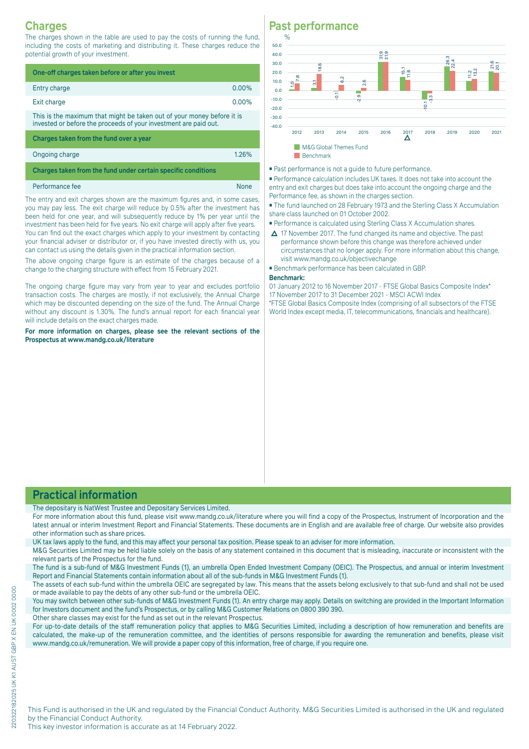## Charges

The charges shown in the table are used to pay the costs of running the fund, including the costs of marketing and distributing it. These charges reduce the potential growth of your investment.

| One-off charges taken before or after you invest | |
|---|---|
| Entry charge | 0.00% |
| Exit charge | 0.00% |
| This is the maximum that might be taken out of your money before it is invested or before the proceeds of your investment are paid out. | |
| **Charges taken from the fund over a year** | |
| Ongoing charge | 1.26% |
| **Charges taken from the fund under certain specific conditions** | |
| Performance fee | None |

The entry and exit charges shown are the maximum figures and, in some cases, you may pay less. The exit charge will reduce by 0.5% after the investment has been held for one year, and will subsequently reduce by 1% per year until the investment has been held for five years. No exit charge will apply after five years. You can find out the exact charges which apply to your investment by contacting your financial adviser or distributor or, if you have invested directly with us, you can contact us using the details given in the practical information section.

The above ongoing charge figure is an estimate of the charges because of a change to the charging structure with effect from 15 February 2021.

The ongoing charge figure may vary from year to year and excludes portfolio transaction costs. The charges are mostly, if not exclusively, the Annual Charge which may be discounted depending on the size of the fund. The Annual Charge without any discount is 1.30%. The fund's annual report for each financial year will include details on the exact charges made.

**For more information on charges, please see the relevant sections of the Prospectus at www.mandg.co.uk/literature**

## Past performance

%
50.0
40.0
30.0
20.0
10.0
0.0
-10.0
-20.0
-30.0
-40.0

2012: 1.0, 7.8
2013: 3.1, 18.6
2014: -0.1, 6.2
2015: -2.9, 2.6
2016: 31.9, 31.9
2017: 15.1, 11.6
2018: -10.1, -3.3
2019: 26.3, 22.4
2020: 11.2, 13.2
2021: 21.6, 20.1

M&G Global Themes Fund
Benchmark

- Past performance is not a guide to future performance.
- Performance calculation includes UK taxes. It does not take into account the entry and exit charges but does take into account the ongoing charge and the Performance fee, as shown in the charges section.
- The fund launched on 28 February 1973 and the Sterling Class X Accumulation share class launched on 01 October 2002.
- Performance is calculated using Sterling Class X Accumulation shares.
- △ 17 November 2017. The fund changed its name and objective. The past performance shown before this change was therefore achieved under circumstances that no longer apply. For more information about this change, visit www.mandg.co.uk/objectivechange
- Benchmark performance has been calculated in GBP.

**Benchmark:**
01 January 2012 to 16 November 2017 - FTSE Global Basics Composite Index*
17 November 2017 to 31 December 2021 - MSCI ACWI Index
*FTSE Global Basics Composite Index (comprising of all subsectors of the FTSE World Index except media, IT, telecommunications, financials and healthcare).

## Practical information

The depositary is NatWest Trustee and Depositary Services Limited.

For more information about this fund, please visit www.mandg.co.uk/literature where you will find a copy of the Prospectus, Instrument of Incorporation and the latest annual or interim Investment Report and Financial Statements. These documents are in English and are available free of charge. Our website also provides other information such as share prices.

UK tax laws apply to the fund, and this may affect your personal tax position. Please speak to an adviser for more information.

M&G Securities Limited may be held liable solely on the basis of any statement contained in this document that is misleading, inaccurate or inconsistent with the relevant parts of the Prospectus for the fund.

The fund is a sub-fund of M&G Investment Funds (1), an umbrella Open Ended Investment Company (OEIC). The Prospectus, and annual or interim Investment Report and Financial Statements contain information about all of the sub-funds in M&G Investment Funds (1).

The assets of each sub-fund within the umbrella OEIC are segregated by law. This means that the assets belong exclusively to that sub-fund and shall not be used or made available to pay the debts of any other sub-fund or the umbrella OEIC.

You may switch between other sub-funds of M&G Investment Funds (1). An entry charge may apply. Details on switching are provided in the Important Information for Investors document and the fund's Prospectus, or by calling M&G Customer Relations on 0800 390 390.

Other share classes may exist for the fund as set out in the relevant Prospectus.

For up-to-date details of the staff remuneration policy that applies to M&G Securities Limited, including a description of how remuneration and benefits are calculated, the make-up of the remuneration committee, and the identities of persons responsible for awarding the remuneration and benefits, please visit www.mandg.co.uk/remuneration. We will provide a paper copy of this information, free of charge, if you require one.

This Fund is authorised in the UK and regulated by the Financial Conduct Authority. M&G Securities Limited is authorised in the UK and regulated by the Financial Conduct Authority.
This key investor information is accurate as at 14 February 2022.